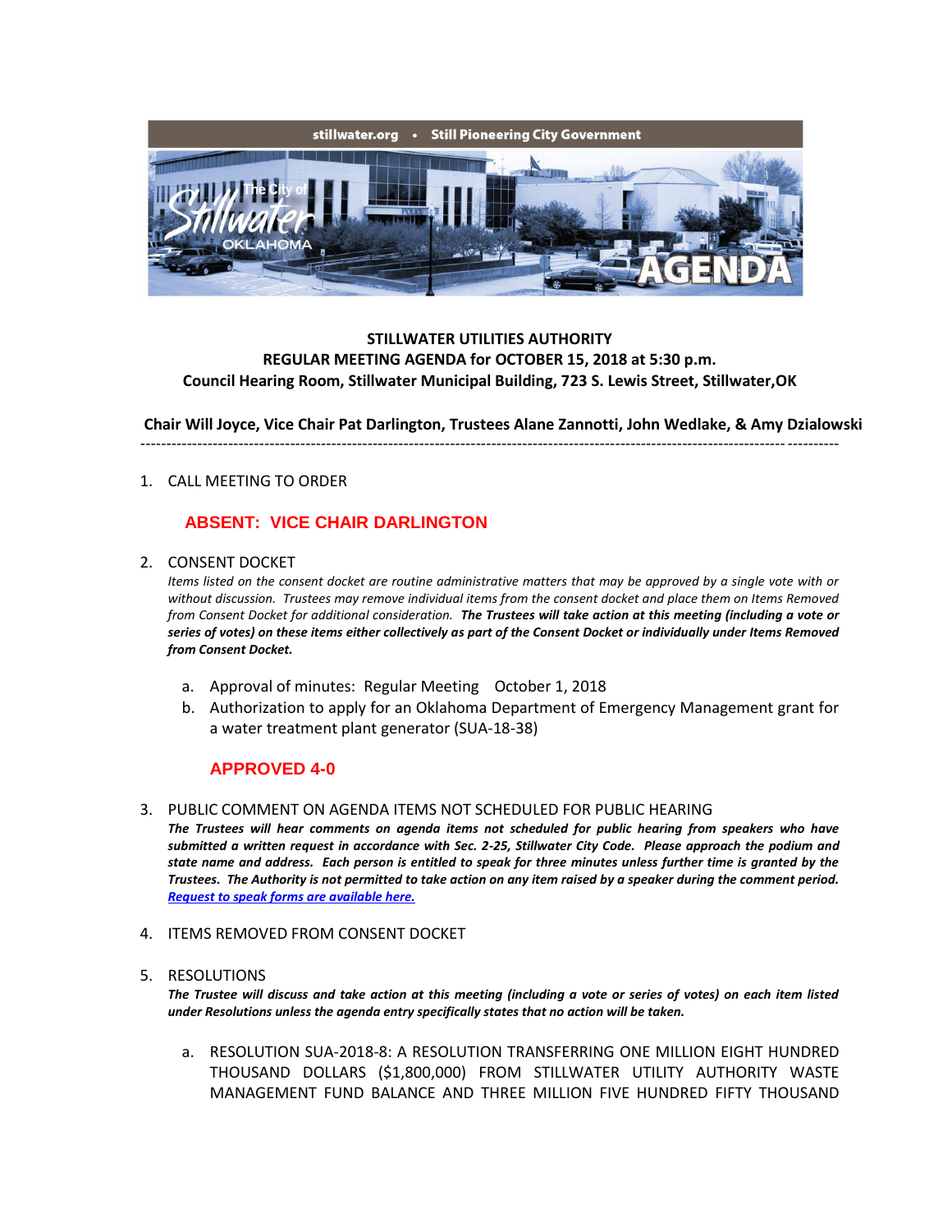stillwater.org • Still Pioneering City Government

The City of Stillwater OKLAHOMA

AGENDA

**STILLWATER UTILITIES AUTHORITY**
**REGULAR MEETING AGENDA for OCTOBER 15, 2018 at 5:30 p.m.**
**Council Hearing Room, Stillwater Municipal Building, 723 S. Lewis Street, Stillwater,OK**

**Chair Will Joyce, Vice Chair Pat Darlington, Trustees Alane Zannotti, John Wedlake, & Amy Dzialowski**

---

1. CALL MEETING TO ORDER

   **ABSENT: VICE CHAIR DARLINGTON**

2. CONSENT DOCKET

   *Items listed on the consent docket are routine administrative matters that may be approved by a single vote with or without discussion. Trustees may remove individual items from the consent docket and place them on Items Removed from Consent Docket for additional consideration.* ***The Trustees will take action at this meeting (including a vote or series of votes) on these items either collectively as part of the Consent Docket or individually under Items Removed from Consent Docket.***

   a. Approval of minutes: Regular Meeting October 1, 2018
   b. Authorization to apply for an Oklahoma Department of Emergency Management grant for a water treatment plant generator (SUA-18-38)

   **APPROVED 4-0**

3. PUBLIC COMMENT ON AGENDA ITEMS NOT SCHEDULED FOR PUBLIC HEARING

   ***The Trustees will hear comments on agenda items not scheduled for public hearing from speakers who have submitted a written request in accordance with Sec. 2-25, Stillwater City Code. Please approach the podium and state name and address. Each person is entitled to speak for three minutes unless further time is granted by the Trustees. The Authority is not permitted to take action on any item raised by a speaker during the comment period.*** ***Request to speak forms are available here.***

4. ITEMS REMOVED FROM CONSENT DOCKET

5. RESOLUTIONS

   ***The Trustee will discuss and take action at this meeting (including a vote or series of votes) on each item listed under Resolutions unless the agenda entry specifically states that no action will be taken.***

   a. RESOLUTION SUA-2018-8: A RESOLUTION TRANSFERRING ONE MILLION EIGHT HUNDRED THOUSAND DOLLARS ($1,800,000) FROM STILLWATER UTILITY AUTHORITY WASTE MANAGEMENT FUND BALANCE AND THREE MILLION FIVE HUNDRED FIFTY THOUSAND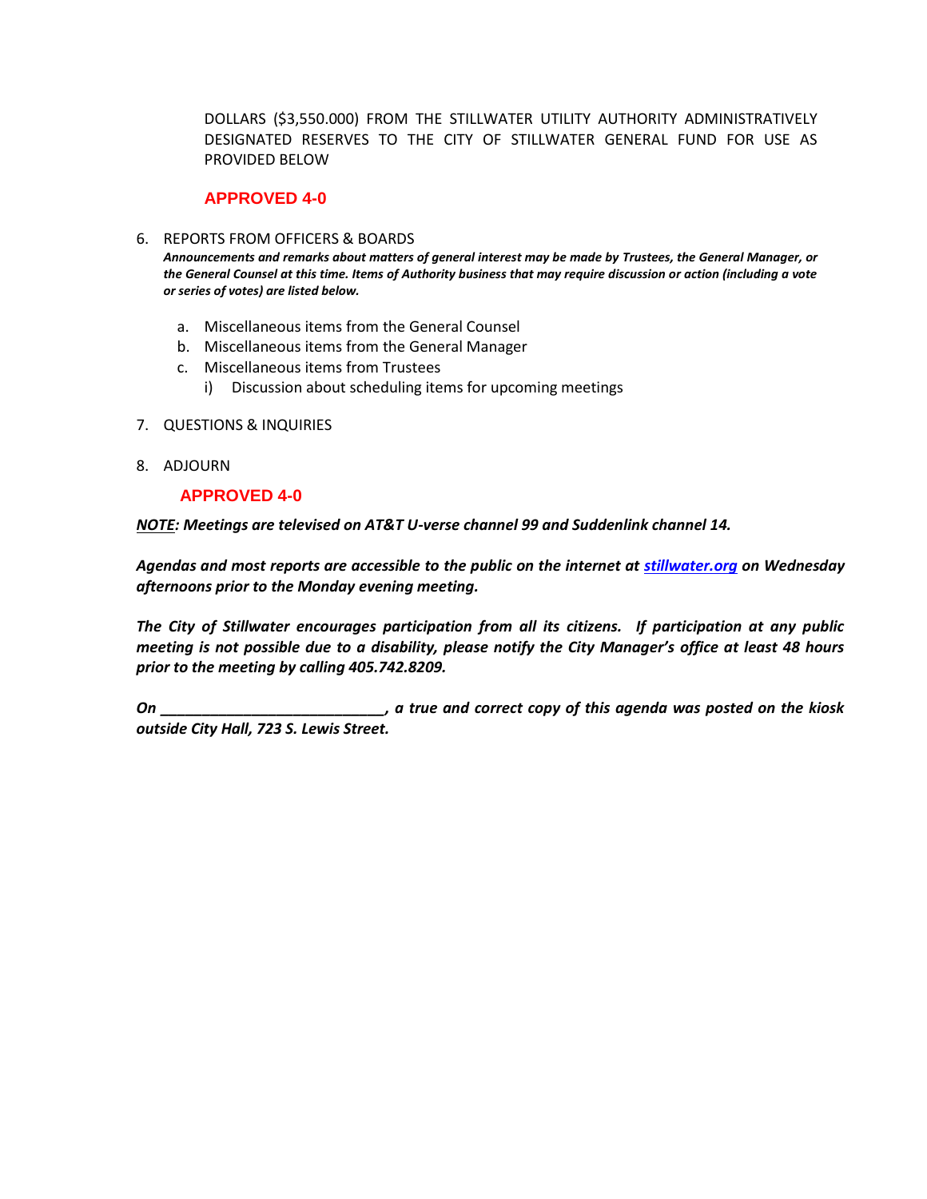DOLLARS ($3,550.000) FROM THE STILLWATER UTILITY AUTHORITY ADMINISTRATIVELY DESIGNATED RESERVES TO THE CITY OF STILLWATER GENERAL FUND FOR USE AS PROVIDED BELOW

**APPROVED 4-0**

6. REPORTS FROM OFFICERS & BOARDS

   ***Announcements and remarks about matters of general interest may be made by Trustees, the General Manager, or the General Counsel at this time. Items of Authority business that may require discussion or action (including a vote or series of votes) are listed below.***

   a. Miscellaneous items from the General Counsel
   b. Miscellaneous items from the General Manager
   c. Miscellaneous items from Trustees
      i) Discussion about scheduling items for upcoming meetings

7. QUESTIONS & INQUIRIES

8. ADJOURN

   **APPROVED 4-0**

***NOTE: Meetings are televised on AT&T U-verse channel 99 and Suddenlink channel 14.***

***Agendas and most reports are accessible to the public on the internet at [stillwater.org](stillwater.org) on Wednesday afternoons prior to the Monday evening meeting.***

***The City of Stillwater encourages participation from all its citizens. If participation at any public meeting is not possible due to a disability, please notify the City Manager's office at least 48 hours prior to the meeting by calling 405.742.8209.***

***On ___________________________, a true and correct copy of this agenda was posted on the kiosk outside City Hall, 723 S. Lewis Street.***